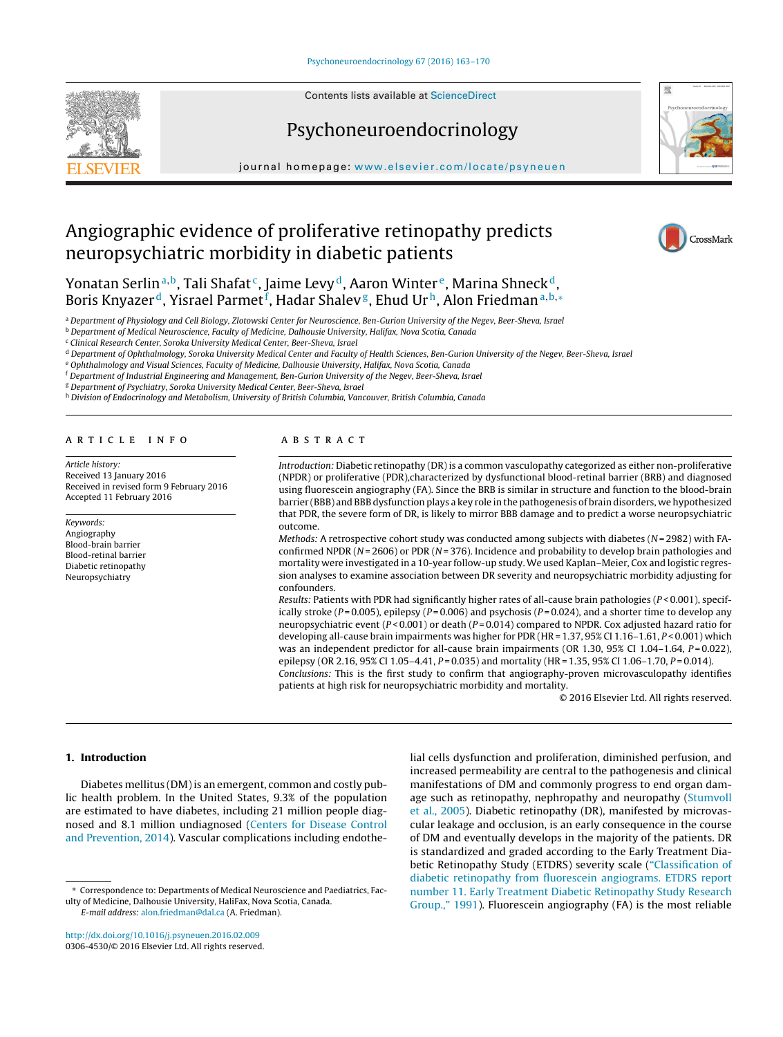# Angiographic evidence of proliferative retinopathy predicts neuropsychiatric morbidity in diabetic patients

Yonatan Serlin[a,b], Tali Shafat[c], Jaime Levy[d], Aaron Winter[e], Marina Shneck[d], Boris Knyazer[d], Yisrael Parmet[f], Hadar Shalev[g], Ehud Ur[h], Alon Friedman[a,b,*]

[a] Department of Physiology and Cell Biology, Zlotowski Center for Neuroscience, Ben-Gurion University of the Negev, Beer-Sheva, Israel
[b] Department of Medical Neuroscience, Faculty of Medicine, Dalhousie University, Halifax, Nova Scotia, Canada
[c] Clinical Research Center, Soroka University Medical Center, Beer-Sheva, Israel
[d] Department of Ophthalmology, Soroka University Medical Center and Faculty of Health Sciences, Ben-Gurion University of the Negev, Beer-Sheva, Israel
[e] Ophthalmology and Visual Sciences, Faculty of Medicine, Dalhousie University, Halifax, Nova Scotia, Canada
[f] Department of Industrial Engineering and Management, Ben-Gurion University of the Negev, Beer-Sheva, Israel
[g] Department of Psychiatry, Soroka University Medical Center, Beer-Sheva, Israel
[h] Division of Endocrinology and Metabolism, University of British Columbia, Vancouver, British Columbia, Canada

## ARTICLE INFO

*Article history:*
Received 13 January 2016
Received in revised form 9 February 2016
Accepted 11 February 2016

*Keywords:*
Angiography
Blood-brain barrier
Blood-retinal barrier
Diabetic retinopathy
Neuropsychiatry

## ABSTRACT

*Introduction:* Diabetic retinopathy (DR) is a common vasculopathy categorized as either non-proliferative (NPDR) or proliferative (PDR),characterized by dysfunctional blood-retinal barrier (BRB) and diagnosed using fluorescein angiography (FA). Since the BRB is similar in structure and function to the blood-brain barrier (BBB) and BBB dysfunction plays a key role in the pathogenesis of brain disorders, we hypothesized that PDR, the severe form of DR, is likely to mirror BBB damage and to predict a worse neuropsychiatric outcome.

*Methods:* A retrospective cohort study was conducted among subjects with diabetes ($N = 2982$) with FA-confirmed NPDR ($N = 2606$) or PDR ($N = 376$). Incidence and probability to develop brain pathologies and mortality were investigated in a 10-year follow-up study. We used Kaplan–Meier, Cox and logistic regression analyses to examine association between DR severity and neuropsychiatric morbidity adjusting for confounders.

*Results:* Patients with PDR had significantly higher rates of all-cause brain pathologies ($P < 0.001$), specifically stroke ($P = 0.005$), epilepsy ($P = 0.006$) and psychosis ($P = 0.024$), and a shorter time to develop any neuropsychiatric event ($P < 0.001$) or death ($P = 0.014$) compared to NPDR. Cox adjusted hazard ratio for developing all-cause brain impairments was higher for PDR (HR = 1.37, 95% CI 1.16–1.61, $P < 0.001$) which was an independent predictor for all-cause brain impairments (OR 1.30, 95% CI 1.04–1.64, $P = 0.022$), epilepsy (OR 2.16, 95% CI 1.05–4.41, $P = 0.035$) and mortality (HR = 1.35, 95% CI 1.06–1.70, $P = 0.014$).

*Conclusions:* This is the first study to confirm that angiography-proven microvasculopathy identifies patients at high risk for neuropsychiatric morbidity and mortality.

© 2016 Elsevier Ltd. All rights reserved.

## 1. Introduction

Diabetes mellitus (DM) is an emergent, common and costly public health problem. In the United States, 9.3% of the population are estimated to have diabetes, including 21 million people diagnosed and 8.1 million undiagnosed (Centers for Disease Control and Prevention, 2014). Vascular complications including endothelial cells dysfunction and proliferation, diminished perfusion, and increased permeability are central to the pathogenesis and clinical manifestations of DM and commonly progress to end organ damage such as retinopathy, nephropathy and neuropathy (Stumvoll et al., 2005). Diabetic retinopathy (DR), manifested by microvascular leakage and occlusion, is an early consequence in the course of DM and eventually develops in the majority of the patients. DR is standardized and graded according to the Early Treatment Diabetic Retinopathy Study (ETDRS) severity scale ("Classification of diabetic retinopathy from fluorescein angiograms. ETDRS report number 11. Early Treatment Diabetic Retinopathy Study Research Group.," 1991). Fluorescein angiography (FA) is the most reliable

\* Correspondence to: Departments of Medical Neuroscience and Paediatrics, Faculty of Medicine, Dalhousie University, HaliFax, Nova Scotia, Canada.
E-mail address: alon.friedman@dal.ca (A. Friedman).

http://dx.doi.org/10.1016/j.psyneuen.2016.02.009
0306-4530/© 2016 Elsevier Ltd. All rights reserved.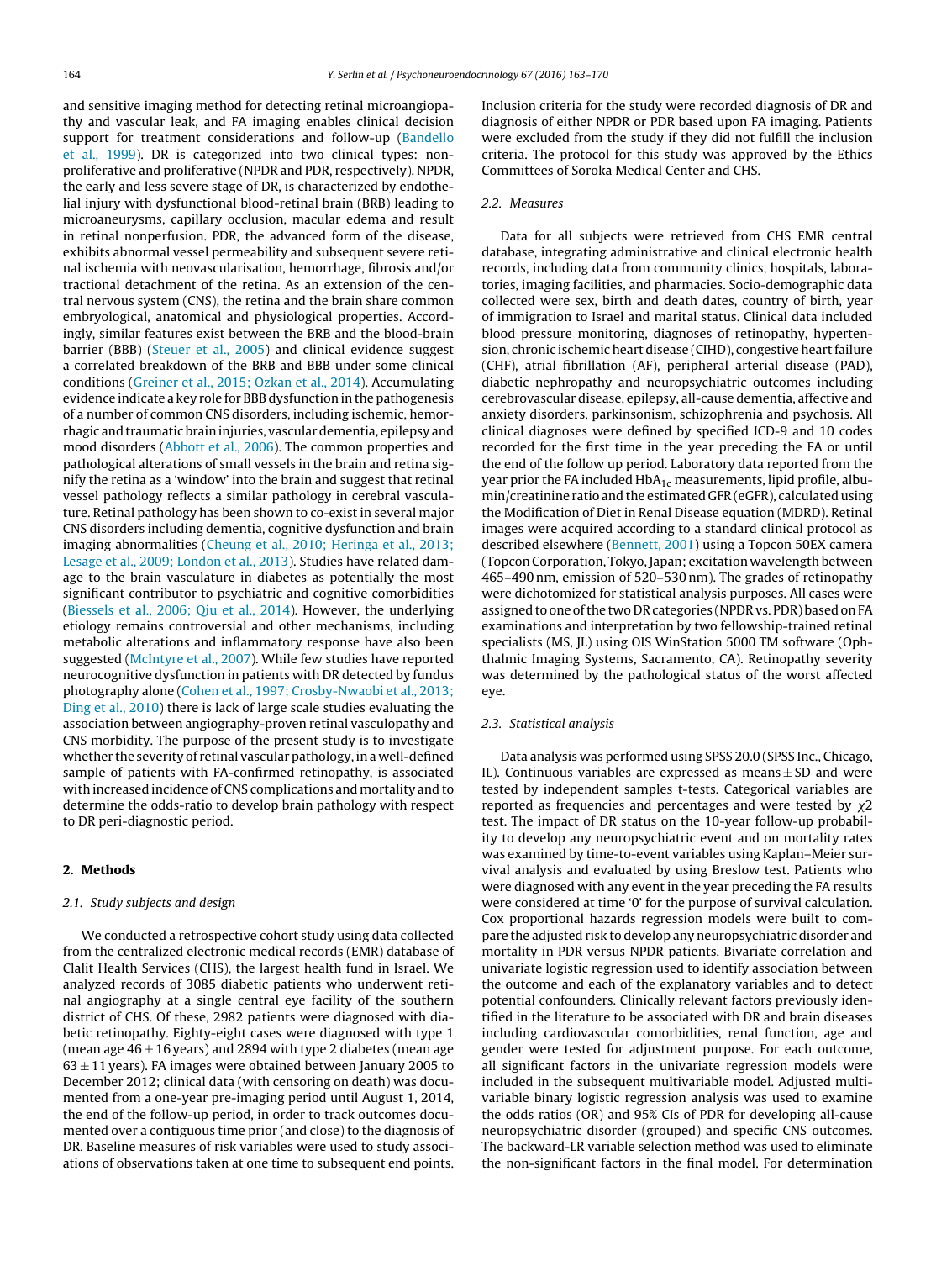and sensitive imaging method for detecting retinal microangiopathy and vascular leak, and FA imaging enables clinical decision support for treatment considerations and follow-up (Bandello et al., 1999). DR is categorized into two clinical types: non-proliferative and proliferative (NPDR and PDR, respectively). NPDR, the early and less severe stage of DR, is characterized by endothelial injury with dysfunctional blood-retinal brain (BRB) leading to microaneurysms, capillary occlusion, macular edema and result in retinal nonperfusion. PDR, the advanced form of the disease, exhibits abnormal vessel permeability and subsequent severe retinal ischemia with neovascularisation, hemorrhage, fibrosis and/or tractional detachment of the retina. As an extension of the central nervous system (CNS), the retina and the brain share common embryological, anatomical and physiological properties. Accordingly, similar features exist between the BRB and the blood-brain barrier (BBB) (Steuer et al., 2005) and clinical evidence suggest a correlated breakdown of the BRB and BBB under some clinical conditions (Greiner et al., 2015; Ozkan et al., 2014). Accumulating evidence indicate a key role for BBB dysfunction in the pathogenesis of a number of common CNS disorders, including ischemic, hemorrhagic and traumatic brain injuries, vascular dementia, epilepsy and mood disorders (Abbott et al., 2006). The common properties and pathological alterations of small vessels in the brain and retina signify the retina as a 'window' into the brain and suggest that retinal vessel pathology reflects a similar pathology in cerebral vasculature. Retinal pathology has been shown to co-exist in several major CNS disorders including dementia, cognitive dysfunction and brain imaging abnormalities (Cheung et al., 2010; Heringa et al., 2013; Lesage et al., 2009; London et al., 2013). Studies have related damage to the brain vasculature in diabetes as potentially the most significant contributor to psychiatric and cognitive comorbidities (Biessels et al., 2006; Qiu et al., 2014). However, the underlying etiology remains controversial and other mechanisms, including metabolic alterations and inflammatory response have also been suggested (McIntyre et al., 2007). While few studies have reported neurocognitive dysfunction in patients with DR detected by fundus photography alone (Cohen et al., 1997; Crosby-Nwaobi et al., 2013; Ding et al., 2010) there is lack of large scale studies evaluating the association between angiography-proven retinal vasculopathy and CNS morbidity. The purpose of the present study is to investigate whether the severity of retinal vascular pathology, in a well-defined sample of patients with FA-confirmed retinopathy, is associated with increased incidence of CNS complications and mortality and to determine the odds-ratio to develop brain pathology with respect to DR peri-diagnostic period.

## 2. Methods

### 2.1. Study subjects and design

We conducted a retrospective cohort study using data collected from the centralized electronic medical records (EMR) database of Clalit Health Services (CHS), the largest health fund in Israel. We analyzed records of 3085 diabetic patients who underwent retinal angiography at a single central eye facility of the southern district of CHS. Of these, 2982 patients were diagnosed with diabetic retinopathy. Eighty-eight cases were diagnosed with type 1 (mean age 46 ± 16 years) and 2894 with type 2 diabetes (mean age 63 ± 11 years). FA images were obtained between January 2005 to December 2012; clinical data (with censoring on death) was documented from a one-year pre-imaging period until August 1, 2014, the end of the follow-up period, in order to track outcomes documented over a contiguous time prior (and close) to the diagnosis of DR. Baseline measures of risk variables were used to study associations of observations taken at one time to subsequent end points. Inclusion criteria for the study were recorded diagnosis of DR and diagnosis of either NPDR or PDR based upon FA imaging. Patients were excluded from the study if they did not fulfill the inclusion criteria. The protocol for this study was approved by the Ethics Committees of Soroka Medical Center and CHS.

### 2.2. Measures

Data for all subjects were retrieved from CHS EMR central database, integrating administrative and clinical electronic health records, including data from community clinics, hospitals, laboratories, imaging facilities, and pharmacies. Socio-demographic data collected were sex, birth and death dates, country of birth, year of immigration to Israel and marital status. Clinical data included blood pressure monitoring, diagnoses of retinopathy, hypertension, chronic ischemic heart disease (CIHD), congestive heart failure (CHF), atrial fibrillation (AF), peripheral arterial disease (PAD), diabetic nephropathy and neuropsychiatric outcomes including cerebrovascular disease, epilepsy, all-cause dementia, affective and anxiety disorders, parkinsonism, schizophrenia and psychosis. All clinical diagnoses were defined by specified ICD-9 and 10 codes recorded for the first time in the year preceding the FA or until the end of the follow up period. Laboratory data reported from the year prior the FA included $HbA_{1c}$ measurements, lipid profile, albumin/creatinine ratio and the estimated GFR (eGFR), calculated using the Modification of Diet in Renal Disease equation (MDRD). Retinal images were acquired according to a standard clinical protocol as described elsewhere (Bennett, 2001) using a Topcon 50EX camera (Topcon Corporation, Tokyo, Japan; excitation wavelength between 465–490 nm, emission of 520–530 nm). The grades of retinopathy were dichotomized for statistical analysis purposes. All cases were assigned to one of the two DR categories (NPDR vs. PDR) based on FA examinations and interpretation by two fellowship-trained retinal specialists (MS, JL) using OIS WinStation 5000 TM software (Ophthalmic Imaging Systems, Sacramento, CA). Retinopathy severity was determined by the pathological status of the worst affected eye.

### 2.3. Statistical analysis

Data analysis was performed using SPSS 20.0 (SPSS Inc., Chicago, IL). Continuous variables are expressed as means ± SD and were tested by independent samples t-tests. Categorical variables are reported as frequencies and percentages and were tested by $\chi 2$ test. The impact of DR status on the 10-year follow-up probability to develop any neuropsychiatric event and on mortality rates was examined by time-to-event variables using Kaplan–Meier survival analysis and evaluated by using Breslow test. Patients who were diagnosed with any event in the year preceding the FA results were considered at time '0' for the purpose of survival calculation. Cox proportional hazards regression models were built to compare the adjusted risk to develop any neuropsychiatric disorder and mortality in PDR versus NPDR patients. Bivariate correlation and univariate logistic regression used to identify association between the outcome and each of the explanatory variables and to detect potential confounders. Clinically relevant factors previously identified in the literature to be associated with DR and brain diseases including cardiovascular comorbidities, renal function, age and gender were tested for adjustment purpose. For each outcome, all significant factors in the univariate regression models were included in the subsequent multivariable model. Adjusted multivariable binary logistic regression analysis was used to examine the odds ratios (OR) and 95% CIs of PDR for developing all-cause neuropsychiatric disorder (grouped) and specific CNS outcomes. The backward-LR variable selection method was used to eliminate the non-significant factors in the final model. For determination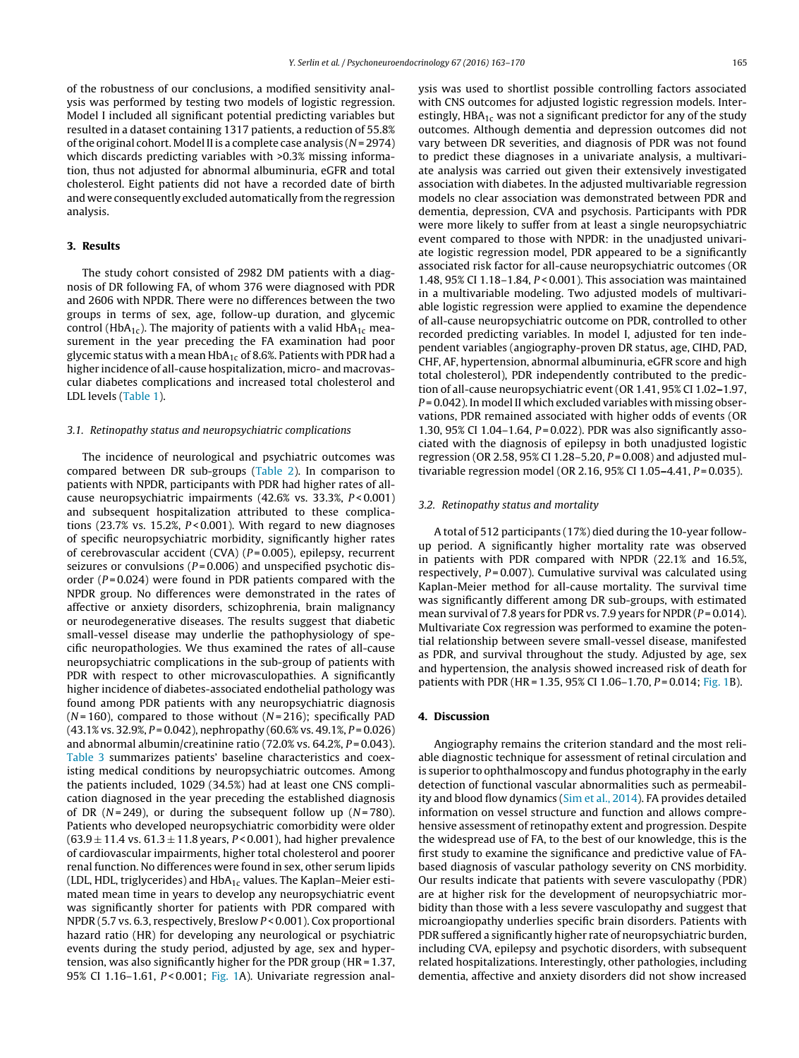of the robustness of our conclusions, a modified sensitivity analysis was performed by testing two models of logistic regression. Model I included all significant potential predicting variables but resulted in a dataset containing 1317 patients, a reduction of 55.8% of the original cohort. Model II is a complete case analysis ($N$ = 2974) which discards predicting variables with >0.3% missing information, thus not adjusted for abnormal albuminuria, eGFR and total cholesterol. Eight patients did not have a recorded date of birth and were consequently excluded automatically from the regression analysis.

## 3. Results

The study cohort consisted of 2982 DM patients with a diagnosis of DR following FA, of whom 376 were diagnosed with PDR and 2606 with NPDR. There were no differences between the two groups in terms of sex, age, follow-up duration, and glycemic control ($HbA_{1c}$). The majority of patients with a valid $HbA_{1c}$ measurement in the year preceding the FA examination had poor glycemic status with a mean $HbA_{1c}$ of 8.6%. Patients with PDR had a higher incidence of all-cause hospitalization, micro- and macrovascular diabetes complications and increased total cholesterol and LDL levels (Table 1).

### 3.1. Retinopathy status and neuropsychiatric complications

The incidence of neurological and psychiatric outcomes was compared between DR sub-groups (Table 2). In comparison to patients with NPDR, participants with PDR had higher rates of all-cause neuropsychiatric impairments (42.6% vs. 33.3%, $P$ < 0.001) and subsequent hospitalization attributed to these complications (23.7% vs. 15.2%, $P$ < 0.001). With regard to new diagnoses of specific neuropsychiatric morbidity, significantly higher rates of cerebrovascular accident (CVA) ($P$ = 0.005), epilepsy, recurrent seizures or convulsions ($P$ = 0.006) and unspecified psychotic disorder ($P$ = 0.024) were found in PDR patients compared with the NPDR group. No differences were demonstrated in the rates of affective or anxiety disorders, schizophrenia, brain malignancy or neurodegenerative diseases. The results suggest that diabetic small-vessel disease may underlie the pathophysiology of specific neuropathologies. We thus examined the rates of all-cause neuropsychiatric complications in the sub-group of patients with PDR with respect to other microvasculopathies. A significantly higher incidence of diabetes-associated endothelial pathology was found among PDR patients with any neuropsychiatric diagnosis ($N$ = 160), compared to those without ($N$ = 216); specifically PAD (43.1% vs. 32.9%, $P$ = 0.042), nephropathy (60.6% vs. 49.1%, $P$ = 0.026) and abnormal albumin/creatinine ratio (72.0% vs. 64.2%, $P$ = 0.043). Table 3 summarizes patients' baseline characteristics and coexisting medical conditions by neuropsychiatric outcomes. Among the patients included, 1029 (34.5%) had at least one CNS complication diagnosed in the year preceding the established diagnosis of DR ($N$ = 249), or during the subsequent follow up ($N$ = 780). Patients who developed neuropsychiatric comorbidity were older (63.9 ± 11.4 vs. 61.3 ± 11.8 years, $P$ < 0.001), had higher prevalence of cardiovascular impairments, higher total cholesterol and poorer renal function. No differences were found in sex, other serum lipids (LDL, HDL, triglycerides) and $HbA_{1c}$ values. The Kaplan–Meier estimated mean time in years to develop any neuropsychiatric event was significantly shorter for patients with PDR compared with NPDR (5.7 vs. 6.3, respectively, Breslow $P$ < 0.001). Cox proportional hazard ratio (HR) for developing any neurological or psychiatric events during the study period, adjusted by age, sex and hypertension, was also significantly higher for the PDR group (HR = 1.37, 95% CI 1.16–1.61, $P$ < 0.001; Fig. 1A). Univariate regression analysis was used to shortlist possible controlling factors associated with CNS outcomes for adjusted logistic regression models. Interestingly, $HBA_{1c}$ was not a significant predictor for any of the study outcomes. Although dementia and depression outcomes did not vary between DR severities, and diagnosis of PDR was not found to predict these diagnoses in a univariate analysis, a multivariate analysis was carried out given their extensively investigated association with diabetes. In the adjusted multivariable regression models no clear association was demonstrated between PDR and dementia, depression, CVA and psychosis. Participants with PDR were more likely to suffer from at least a single neuropsychiatric event compared to those with NPDR: in the unadjusted univariate logistic regression model, PDR appeared to be a significantly associated risk factor for all-cause neuropsychiatric outcomes (OR 1.48, 95% CI 1.18–1.84, $P$ < 0.001). This association was maintained in a multivariable modeling. Two adjusted models of multivariable logistic regression were applied to examine the dependence of all-cause neuropsychiatric outcome on PDR, controlled to other recorded predicting variables. In model I, adjusted for ten independent variables (angiography-proven DR status, age, CIHD, PAD, CHF, AF, hypertension, abnormal albuminuria, eGFR score and high total cholesterol), PDR independently contributed to the prediction of all-cause neuropsychiatric event (OR 1.41, 95% CI 1.02–1.97, $P$ = 0.042). In model II which excluded variables with missing observations, PDR remained associated with higher odds of events (OR 1.30, 95% CI 1.04–1.64, $P$ = 0.022). PDR was also significantly associated with the diagnosis of epilepsy in both unadjusted logistic regression (OR 2.58, 95% CI 1.28–5.20, $P$ = 0.008) and adjusted multivariable regression model (OR 2.16, 95% CI 1.05–4.41, $P$ = 0.035).

### 3.2. Retinopathy status and mortality

A total of 512 participants (17%) died during the 10-year follow-up period. A significantly higher mortality rate was observed in patients with PDR compared with NPDR (22.1% and 16.5%, respectively, $P$ = 0.007). Cumulative survival was calculated using Kaplan-Meier method for all-cause mortality. The survival time was significantly different among DR sub-groups, with estimated mean survival of 7.8 years for PDR vs. 7.9 years for NPDR ($P$ = 0.014). Multivariate Cox regression was performed to examine the potential relationship between severe small-vessel disease, manifested as PDR, and survival throughout the study. Adjusted by age, sex and hypertension, the analysis showed increased risk of death for patients with PDR (HR = 1.35, 95% CI 1.06–1.70, $P$ = 0.014; Fig. 1B).

## 4. Discussion

Angiography remains the criterion standard and the most reliable diagnostic technique for assessment of retinal circulation and is superior to ophthalmoscopy and fundus photography in the early detection of functional vascular abnormalities such as permeability and blood flow dynamics (Sim et al., 2014). FA provides detailed information on vessel structure and function and allows comprehensive assessment of retinopathy extent and progression. Despite the widespread use of FA, to the best of our knowledge, this is the first study to examine the significance and predictive value of FA-based diagnosis of vascular pathology severity on CNS morbidity. Our results indicate that patients with severe vasculopathy (PDR) are at higher risk for the development of neuropsychiatric morbidity than those with a less severe vasculopathy and suggest that microangiopathy underlies specific brain disorders. Patients with PDR suffered a significantly higher rate of neuropsychiatric burden, including CVA, epilepsy and psychotic disorders, with subsequent related hospitalizations. Interestingly, other pathologies, including dementia, affective and anxiety disorders did not show increased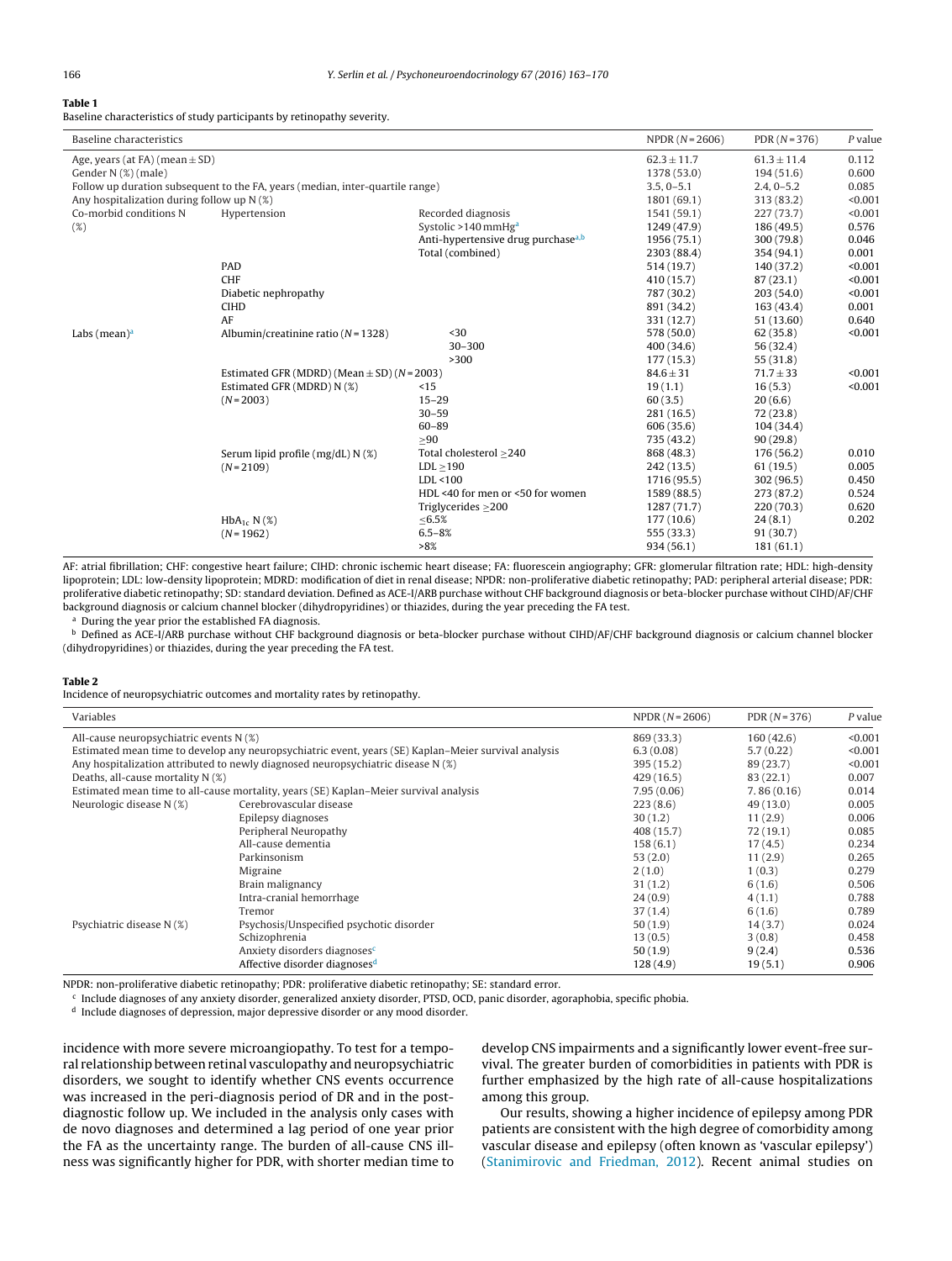**Table 1**
Baseline characteristics of study participants by retinopathy severity.

| Baseline characteristics | | | NPDR (N = 2606) | PDR (N = 376) | P value |
|---|---|---|---|---|---|
| Age, years (at FA) (mean ± SD) | | | 62.3 ± 11.7 | 61.3 ± 11.4 | 0.112 |
| Gender N (%) (male) | | | 1378 (53.0) | 194 (51.6) | 0.600 |
| Follow up duration subsequent to the FA, years (median, inter-quartile range) | | | 3.5, 0–5.1 | 2.4, 0–5.2 | 0.085 |
| Any hospitalization during follow up N (%) | | | 1801 (69.1) | 313 (83.2) | <0.001 |
| Co-morbid conditions N (%) | Hypertension | Recorded diagnosis | 1541 (59.1) | 227 (73.7) | <0.001 |
| | | Systolic >140 mmHg[a] | 1249 (47.9) | 186 (49.5) | 0.576 |
| | | Anti-hypertensive drug purchase[a,b] | 1956 (75.1) | 300 (79.8) | 0.046 |
| | | Total (combined) | 2303 (88.4) | 354 (94.1) | 0.001 |
| | PAD | | 514 (19.7) | 140 (37.2) | <0.001 |
| | CHF | | 410 (15.7) | 87 (23.1) | <0.001 |
| | Diabetic nephropathy | | 787 (30.2) | 203 (54.0) | <0.001 |
| | CIHD | | 891 (34.2) | 163 (43.4) | 0.001 |
| | AF | | 331 (12.7) | 51 (13.60) | 0.640 |
| Labs (mean)[a] | Albumin/creatinine ratio (N = 1328) | <30 | 578 (50.0) | 62 (35.8) | <0.001 |
| | | 30–300 | 400 (34.6) | 56 (32.4) | |
| | | >300 | 177 (15.3) | 55 (31.8) | |
| | Estimated GFR (MDRD) (Mean ± SD) (N = 2003) | | 84.6 ± 31 | 71.7 ± 33 | <0.001 |
| | Estimated GFR (MDRD) N (%) (N = 2003) | <15 | 19 (1.1) | 16 (5.3) | <0.001 |
| | | 15–29 | 60 (3.5) | 20 (6.6) | |
| | | 30–59 | 281 (16.5) | 72 (23.8) | |
| | | 60–89 | 606 (35.6) | 104 (34.4) | |
| | | ≥90 | 735 (43.2) | 90 (29.8) | |
| | Serum lipid profile (mg/dL) N (%) (N = 2109) | Total cholesterol ≥240 | 868 (48.3) | 176 (56.2) | 0.010 |
| | | LDL ≥190 | 242 (13.5) | 61 (19.5) | 0.005 |
| | | LDL <100 | 1716 (95.5) | 302 (96.5) | 0.450 |
| | | HDL <40 for men or <50 for women | 1589 (88.5) | 273 (87.2) | 0.524 |
| | | Triglycerides ≥200 | 1287 (71.7) | 220 (70.3) | 0.620 |
| | $HbA_{1c}$ N (%) (N = 1962) | ≤6.5% | 177 (10.6) | 24 (8.1) | 0.202 |
| | | 6.5–8% | 555 (33.3) | 91 (30.7) | |
| | | >8% | 934 (56.1) | 181 (61.1) | |

AF: atrial fibrillation; CHF: congestive heart failure; CIHD: chronic ischemic heart disease; FA: fluorescein angiography; GFR: glomerular filtration rate; HDL: high-density lipoprotein; LDL: low-density lipoprotein; MDRD: modification of diet in renal disease; NPDR: non-proliferative diabetic retinopathy; PAD: peripheral arterial disease; PDR: proliferative diabetic retinopathy; SD: standard deviation. Defined as ACE-I/ARB purchase without CHF background diagnosis or beta-blocker purchase without CIHD/AF/CHF background diagnosis or calcium channel blocker (dihydropyridines) or thiazides, during the year preceding the FA test.

[a] During the year prior the established FA diagnosis.

[b] Defined as ACE-I/ARB purchase without CHF background diagnosis or beta-blocker purchase without CIHD/AF/CHF background diagnosis or calcium channel blocker (dihydropyridines) or thiazides, during the year preceding the FA test.

**Table 2**
Incidence of neuropsychiatric outcomes and mortality rates by retinopathy.

| Variables | | NPDR (N = 2606) | PDR (N = 376) | P value |
|---|---|---|---|---|
| All-cause neuropsychiatric events N (%) | | 869 (33.3) | 160 (42.6) | <0.001 |
| Estimated mean time to develop any neuropsychiatric event, years (SE) Kaplan–Meier survival analysis | | 6.3 (0.08) | 5.7 (0.22) | <0.001 |
| Any hospitalization attributed to newly diagnosed neuropsychiatric disease N (%) | | 395 (15.2) | 89 (23.7) | <0.001 |
| Deaths, all-cause mortality N (%) | | 429 (16.5) | 83 (22.1) | 0.007 |
| Estimated mean time to all-cause mortality, years (SE) Kaplan–Meier survival analysis | | 7.95 (0.06) | 7.86 (0.16) | 0.014 |
| Neurologic disease N (%) | Cerebrovascular disease | 223 (8.6) | 49 (13.0) | 0.005 |
| | Epilepsy diagnoses | 30 (1.2) | 11 (2.9) | 0.006 |
| | Peripheral Neuropathy | 408 (15.7) | 72 (19.1) | 0.085 |
| | All-cause dementia | 158 (6.1) | 17 (4.5) | 0.234 |
| | Parkinsonism | 53 (2.0) | 11 (2.9) | 0.265 |
| | Migraine | 2 (1.0) | 1 (0.3) | 0.279 |
| | Brain malignancy | 31 (1.2) | 6 (1.6) | 0.506 |
| | Intra-cranial hemorrhage | 24 (0.9) | 4 (1.1) | 0.788 |
| | Tremor | 37 (1.4) | 6 (1.6) | 0.789 |
| Psychiatric disease N (%) | Psychosis/Unspecified psychotic disorder | 50 (1.9) | 14 (3.7) | 0.024 |
| | Schizophrenia | 13 (0.5) | 3 (0.8) | 0.458 |
| | Anxiety disorders diagnoses[c] | 50 (1.9) | 9 (2.4) | 0.536 |
| | Affective disorder diagnoses[d] | 128 (4.9) | 19 (5.1) | 0.906 |

NPDR: non-proliferative diabetic retinopathy; PDR: proliferative diabetic retinopathy; SE: standard error.

[c] Include diagnoses of any anxiety disorder, generalized anxiety disorder, PTSD, OCD, panic disorder, agoraphobia, specific phobia.

[d] Include diagnoses of depression, major depressive disorder or any mood disorder.

incidence with more severe microangiopathy. To test for a temporal relationship between retinal vasculopathy and neuropsychiatric disorders, we sought to identify whether CNS events occurrence was increased in the peri-diagnosis period of DR and in the post-diagnostic follow up. We included in the analysis only cases with de novo diagnoses and determined a lag period of one year prior the FA as the uncertainty range. The burden of all-cause CNS illness was significantly higher for PDR, with shorter median time to develop CNS impairments and a significantly lower event-free survival. The greater burden of comorbidities in patients with PDR is further emphasized by the high rate of all-cause hospitalizations among this group.

Our results, showing a higher incidence of epilepsy among PDR patients are consistent with the high degree of comorbidity among vascular disease and epilepsy (often known as 'vascular epilepsy') (Stanimirovic and Friedman, 2012). Recent animal studies on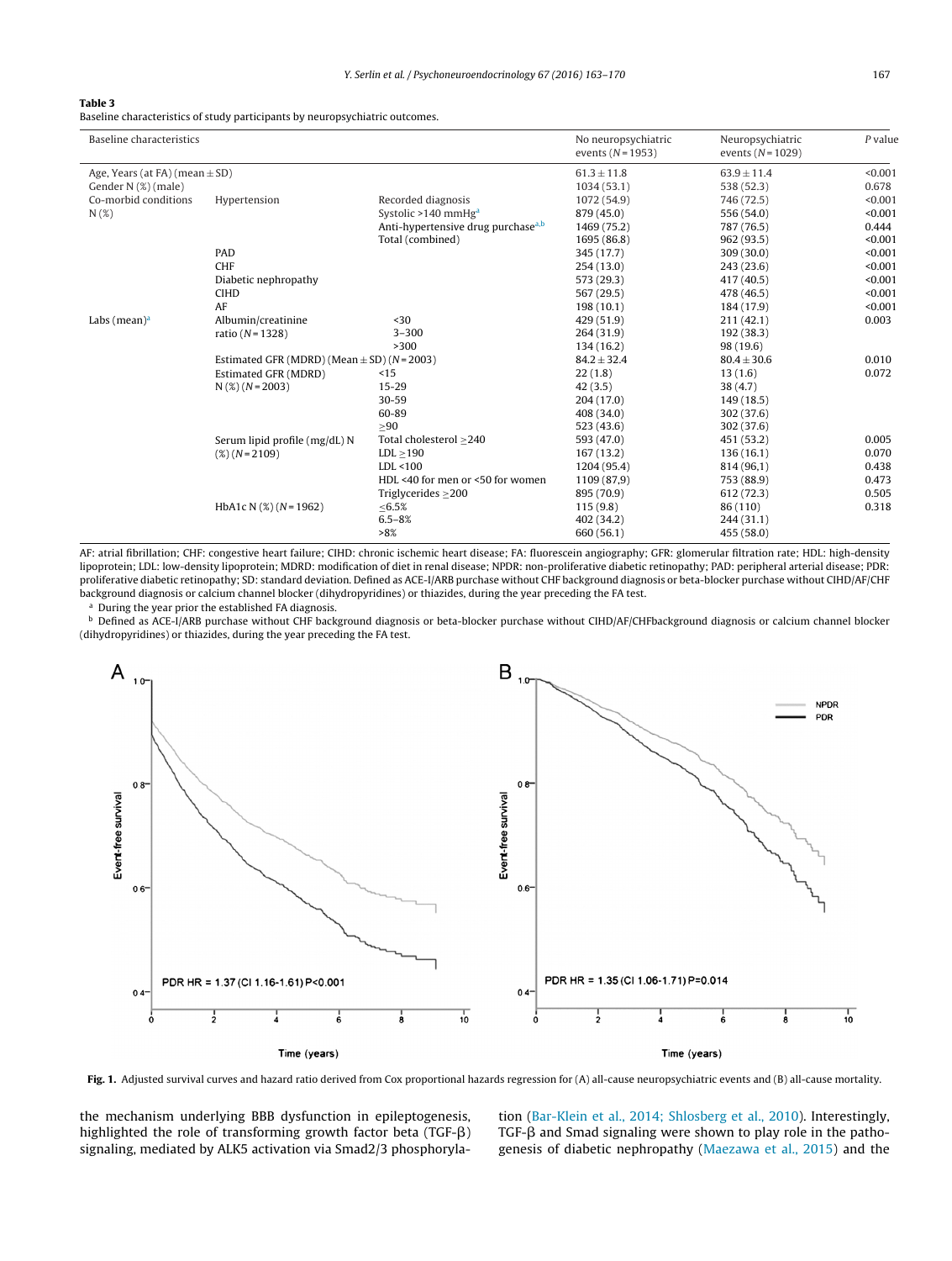**Table 3**
Baseline characteristics of study participants by neuropsychiatric outcomes.

| Baseline characteristics | | | No neuropsychiatric events (N = 1953) | Neuropsychiatric events (N = 1029) | P value |
|---|---|---|---|---|---|
| Age, Years (at FA) (mean ± SD) | | | 61.3 ± 11.8 | 63.9 ± 11.4 | <0.001 |
| Gender N (%) (male) | | | 1034 (53.1) | 538 (52.3) | 0.678 |
| Co-morbid conditions N (%) | Hypertension | Recorded diagnosis | 1072 (54.9) | 746 (72.5) | <0.001 |
| | | Systolic >140 mmHg[a] | 879 (45.0) | 556 (54.0) | <0.001 |
| | | Anti-hypertensive drug purchase[a,b] | 1469 (75.2) | 787 (76.5) | 0.444 |
| | | Total (combined) | 1695 (86.8) | 962 (93.5) | <0.001 |
| | PAD | | 345 (17.7) | 309 (30.0) | <0.001 |
| | CHF | | 254 (13.0) | 243 (23.6) | <0.001 |
| | Diabetic nephropathy | | 573 (29.3) | 417 (40.5) | <0.001 |
| | CIHD | | 567 (29.5) | 478 (46.5) | <0.001 |
| | AF | | 198 (10.1) | 184 (17.9) | <0.001 |
| Labs (mean)[a] | Albumin/creatinine ratio (N = 1328) | <30 | 429 (51.9) | 211 (42.1) | 0.003 |
| | | 3–300 | 264 (31.9) | 192 (38.3) | |
| | | >300 | 134 (16.2) | 98 (19.6) | |
| | Estimated GFR (MDRD) (Mean ± SD) (N = 2003) | | 84.2 ± 32.4 | 80.4 ± 30.6 | 0.010 |
| | Estimated GFR (MDRD) N (%) (N = 2003) | <15 | 22 (1.8) | 13 (1.6) | 0.072 |
| | | 15-29 | 42 (3.5) | 38 (4.7) | |
| | | 30-59 | 204 (17.0) | 149 (18.5) | |
| | | 60-89 | 408 (34.0) | 302 (37.6) | |
| | | ≥90 | 523 (43.6) | 302 (37.6) | |
| | Serum lipid profile (mg/dL) N (%) (N = 2109) | Total cholesterol ≥240 | 593 (47.0) | 451 (53.2) | 0.005 |
| | | LDL ≥190 | 167 (13.2) | 136 (16.1) | 0.070 |
| | | LDL <100 | 1204 (95.4) | 814 (96.1) | 0.438 |
| | | HDL <40 for men or <50 for women | 1109 (87.9) | 753 (88.9) | 0.473 |
| | | Triglycerides ≥200 | 895 (70.9) | 612 (72.3) | 0.505 |
| | HbA1c N (%) (N = 1962) | ≤6.5% | 115 (9.8) | 86 (110) | 0.318 |
| | | 6.5–8% | 402 (34.2) | 244 (31.1) | |
| | | >8% | 660 (56.1) | 455 (58.0) | |

AF: atrial fibrillation; CHF: congestive heart failure; CIHD: chronic ischemic heart disease; FA: fluorescein angiography; GFR: glomerular filtration rate; HDL: high-density lipoprotein; LDL: low-density lipoprotein; MDRD: modification of diet in renal disease; NPDR: non-proliferative diabetic retinopathy; PAD: peripheral arterial disease; PDR: proliferative diabetic retinopathy; SD: standard deviation. Defined as ACE-I/ARB purchase without CHF background diagnosis or beta-blocker purchase without CIHD/AF/CHF background diagnosis or calcium channel blocker (dihydropyridines) or thiazides, during the year preceding the FA test.

[a] During the year prior the established FA diagnosis.

[b] Defined as ACE-I/ARB purchase without CHF background diagnosis or beta-blocker purchase without CIHD/AF/CHFbackground diagnosis or calcium channel blocker (dihydropyridines) or thiazides, during the year preceding the FA test.

**Fig. 1.** Adjusted survival curves and hazard ratio derived from Cox proportional hazards regression for (A) all-cause neuropsychiatric events and (B) all-cause mortality.

the mechanism underlying BBB dysfunction in epileptogenesis, highlighted the role of transforming growth factor beta (TGF-β) signaling, mediated by ALK5 activation via Smad2/3 phosphorylation (Bar-Klein et al., 2014; Shlosberg et al., 2010). Interestingly, TGF-β and Smad signaling were shown to play role in the pathogenesis of diabetic nephropathy (Maezawa et al., 2015) and the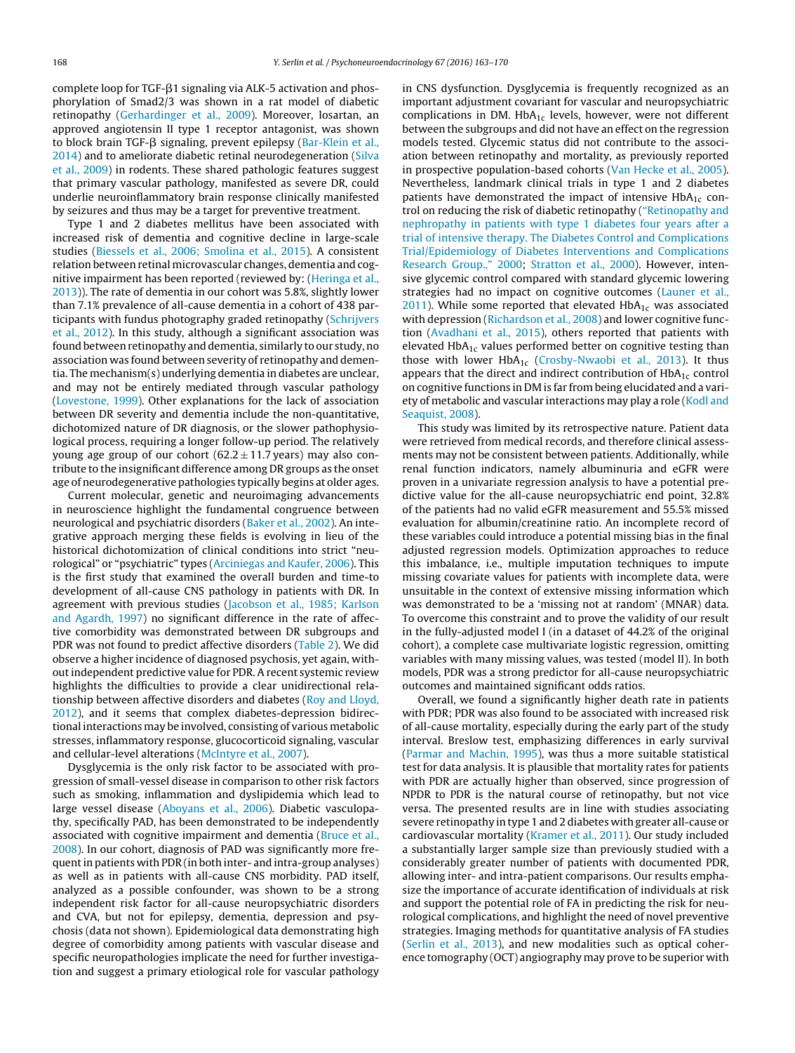complete loop for TGF-β1 signaling via ALK-5 activation and phosphorylation of Smad2/3 was shown in a rat model of diabetic retinopathy (Gerhardinger et al., 2009). Moreover, losartan, an approved angiotensin II type 1 receptor antagonist, was shown to block brain TGF-β signaling, prevent epilepsy (Bar-Klein et al., 2014) and to ameliorate diabetic retinal neurodegeneration (Silva et al., 2009) in rodents. These shared pathologic features suggest that primary vascular pathology, manifested as severe DR, could underlie neuroinflammatory brain response clinically manifested by seizures and thus may be a target for preventive treatment.

Type 1 and 2 diabetes mellitus have been associated with increased risk of dementia and cognitive decline in large-scale studies (Biessels et al., 2006; Smolina et al., 2015). A consistent relation between retinal microvascular changes, dementia and cognitive impairment has been reported (reviewed by: (Heringa et al., 2013)). The rate of dementia in our cohort was 5.8%, slightly lower than 7.1% prevalence of all-cause dementia in a cohort of 438 participants with fundus photography graded retinopathy (Schrijvers et al., 2012). In this study, although a significant association was found between retinopathy and dementia, similarly to our study, no association was found between severity of retinopathy and dementia. The mechanism(s) underlying dementia in diabetes are unclear, and may not be entirely mediated through vascular pathology (Lovestone, 1999). Other explanations for the lack of association between DR severity and dementia include the non-quantitative, dichotomized nature of DR diagnosis, or the slower pathophysiological process, requiring a longer follow-up period. The relatively young age group of our cohort (62.2 ± 11.7 years) may also contribute to the insignificant difference among DR groups as the onset age of neurodegenerative pathologies typically begins at older ages.

Current molecular, genetic and neuroimaging advancements in neuroscience highlight the fundamental congruence between neurological and psychiatric disorders (Baker et al., 2002). An integrative approach merging these fields is evolving in lieu of the historical dichotomization of clinical conditions into strict "neurological" or "psychiatric" types (Arciniegas and Kaufer, 2006). This is the first study that examined the overall burden and time-to development of all-cause CNS pathology in patients with DR. In agreement with previous studies (Jacobson et al., 1985; Karlson and Agardh, 1997) no significant difference in the rate of affective comorbidity was demonstrated between DR subgroups and PDR was not found to predict affective disorders (Table 2). We did observe a higher incidence of diagnosed psychosis, yet again, without independent predictive value for PDR. A recent systemic review highlights the difficulties to provide a clear unidirectional relationship between affective disorders and diabetes (Roy and Lloyd, 2012), and it seems that complex diabetes-depression bidirectional interactions may be involved, consisting of various metabolic stresses, inflammatory response, glucocorticoid signaling, vascular and cellular-level alterations (McIntyre et al., 2007).

Dysglycemia is the only risk factor to be associated with progression of small-vessel disease in comparison to other risk factors such as smoking, inflammation and dyslipidemia which lead to large vessel disease (Aboyans et al., 2006). Diabetic vasculopathy, specifically PAD, has been demonstrated to be independently associated with cognitive impairment and dementia (Bruce et al., 2008). In our cohort, diagnosis of PAD was significantly more frequent in patients with PDR (in both inter- and intra-group analyses) as well as in patients with all-cause CNS morbidity. PAD itself, analyzed as a possible confounder, was shown to be a strong independent risk factor for all-cause neuropsychiatric disorders and CVA, but not for epilepsy, dementia, depression and psychosis (data not shown). Epidemiological data demonstrating high degree of comorbidity among patients with vascular disease and specific neuropathologies implicate the need for further investigation and suggest a primary etiological role for vascular pathology in CNS dysfunction. Dysglycemia is frequently recognized as an important adjustment covariant for vascular and neuropsychiatric complications in DM. $HbA_{1c}$ levels, however, were not different between the subgroups and did not have an effect on the regression models tested. Glycemic status did not contribute to the association between retinopathy and mortality, as previously reported in prospective population-based cohorts (Van Hecke et al., 2005). Nevertheless, landmark clinical trials in type 1 and 2 diabetes patients have demonstrated the impact of intensive $HbA_{1c}$ control on reducing the risk of diabetic retinopathy ("Retinopathy and nephropathy in patients with type 1 diabetes four years after a trial of intensive therapy. The Diabetes Control and Complications Trial/Epidemiology of Diabetes Interventions and Complications Research Group.," 2000; Stratton et al., 2000). However, intensive glycemic control compared with standard glycemic lowering strategies had no impact on cognitive outcomes (Launer et al., 2011). While some reported that elevated $HbA_{1c}$ was associated with depression (Richardson et al., 2008) and lower cognitive function (Avadhani et al., 2015), others reported that patients with elevated $HbA_{1c}$ values performed better on cognitive testing than those with lower $HbA_{1c}$ (Crosby-Nwaobi et al., 2013). It thus appears that the direct and indirect contribution of $HbA_{1c}$ control on cognitive functions in DM is far from being elucidated and a variety of metabolic and vascular interactions may play a role (Kodl and Seaquist, 2008).

This study was limited by its retrospective nature. Patient data were retrieved from medical records, and therefore clinical assessments may not be consistent between patients. Additionally, while renal function indicators, namely albuminuria and eGFR were proven in a univariate regression analysis to have a potential predictive value for the all-cause neuropsychiatric end point, 32.8% of the patients had no valid eGFR measurement and 55.5% missed evaluation for albumin/creatinine ratio. An incomplete record of these variables could introduce a potential missing bias in the final adjusted regression models. Optimization approaches to reduce this imbalance, i.e., multiple imputation techniques to impute missing covariate values for patients with incomplete data, were unsuitable in the context of extensive missing information which was demonstrated to be a 'missing not at random' (MNAR) data. To overcome this constraint and to prove the validity of our result in the fully-adjusted model I (in a dataset of 44.2% of the original cohort), a complete case multivariate logistic regression, omitting variables with many missing values, was tested (model II). In both models, PDR was a strong predictor for all-cause neuropsychiatric outcomes and maintained significant odds ratios.

Overall, we found a significantly higher death rate in patients with PDR; PDR was also found to be associated with increased risk of all-cause mortality, especially during the early part of the study interval. Breslow test, emphasizing differences in early survival (Parmar and Machin, 1995), was thus a more suitable statistical test for data analysis. It is plausible that mortality rates for patients with PDR are actually higher than observed, since progression of NPDR to PDR is the natural course of retinopathy, but not vice versa. The presented results are in line with studies associating severe retinopathy in type 1 and 2 diabetes with greater all-cause or cardiovascular mortality (Kramer et al., 2011). Our study included a substantially larger sample size than previously studied with a considerably greater number of patients with documented PDR, allowing inter- and intra-patient comparisons. Our results emphasize the importance of accurate identification of individuals at risk and support the potential role of FA in predicting the risk for neurological complications, and highlight the need of novel preventive strategies. Imaging methods for quantitative analysis of FA studies (Serlin et al., 2013), and new modalities such as optical coherence tomography (OCT) angiography may prove to be superior with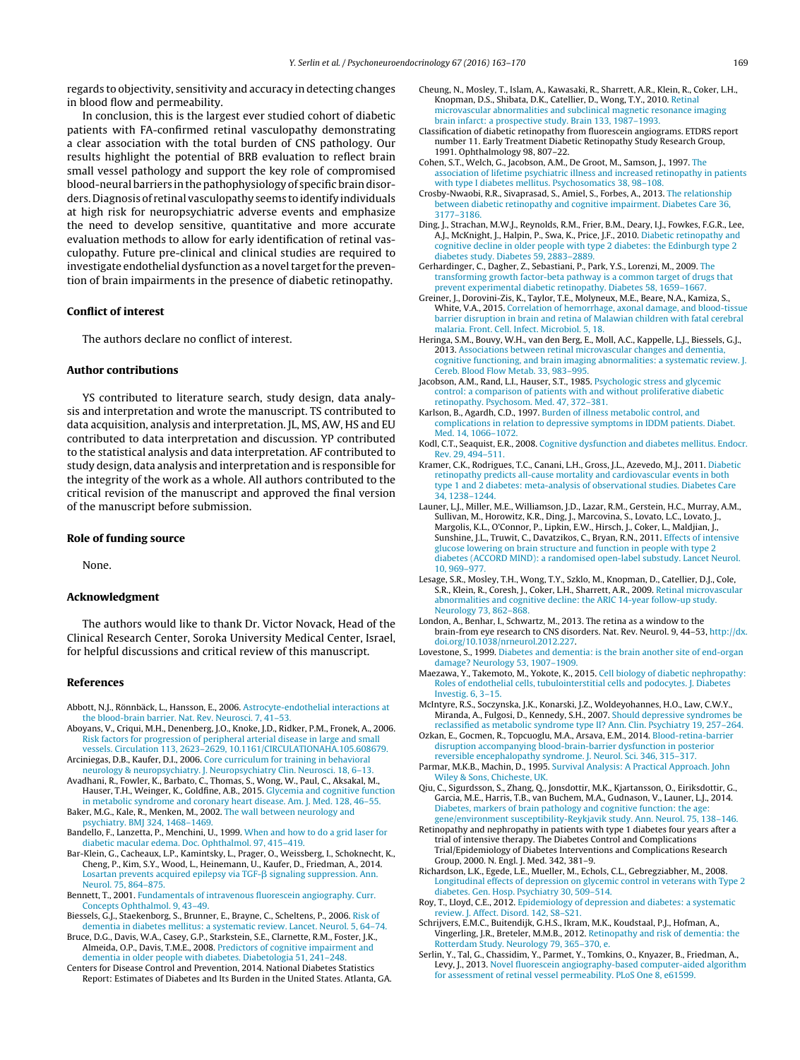regards to objectivity, sensitivity and accuracy in detecting changes in blood flow and permeability.

In conclusion, this is the largest ever studied cohort of diabetic patients with FA-confirmed retinal vasculopathy demonstrating a clear association with the total burden of CNS pathology. Our results highlight the potential of BRB evaluation to reflect brain small vessel pathology and support the key role of compromised blood-neural barriers in the pathophysiology of specific brain disorders. Diagnosis of retinal vasculopathy seems to identify individuals at high risk for neuropsychiatric adverse events and emphasize the need to develop sensitive, quantitative and more accurate evaluation methods to allow for early identification of retinal vasculopathy. Future pre-clinical and clinical studies are required to investigate endothelial dysfunction as a novel target for the prevention of brain impairments in the presence of diabetic retinopathy.

## Conflict of interest

The authors declare no conflict of interest.

## Author contributions

YS contributed to literature search, study design, data analysis and interpretation and wrote the manuscript. TS contributed to data acquisition, analysis and interpretation. JL, MS, AW, HS and EU contributed to data interpretation and discussion. YP contributed to the statistical analysis and data interpretation. AF contributed to study design, data analysis and interpretation and is responsible for the integrity of the work as a whole. All authors contributed to the critical revision of the manuscript and approved the final version of the manuscript before submission.

## Role of funding source

None.

## Acknowledgment

The authors would like to thank Dr. Victor Novack, Head of the Clinical Research Center, Soroka University Medical Center, Israel, for helpful discussions and critical review of this manuscript.

## References

Abbott, N.J., Rönnbäck, L., Hansson, E., 2006. Astrocyte-endothelial interactions at the blood-brain barrier. Nat. Rev. Neurosci. 7, 41–53.

Aboyans, V., Criqui, M.H., Denenberg, J.O., Knoke, J.D., Ridker, P.M., Fronek, A., 2006. Risk factors for progression of peripheral arterial disease in large and small vessels. Circulation 113, 2623–2629, 10.1161/CIRCULATIONAHA.105.608679.

Arciniegas, D.B., Kaufer, D.I., 2006. Core curriculum for training in behavioral neurology & neuropsychiatry. J. Neuropsychiatry Clin. Neurosci. 18, 6–13.

Avadhani, R., Fowler, K., Barbato, C., Thomas, S., Wong, W., Paul, C., Aksakal, M., Hauser, T.H., Weinger, K., Goldfine, A.B., 2015. Glycemia and cognitive function in metabolic syndrome and coronary heart disease. Am. J. Med. 128, 46–55.

Baker, M.G., Kale, R., Menken, M., 2002. The wall between neurology and psychiatry. BMJ 324, 1468–1469.

Bandello, F., Lanzetta, P., Menchini, U., 1999. When and how to do a grid laser for diabetic macular edema. Doc. Ophthalmol. 97, 415–419.

Bar-Klein, G., Cacheaux, L.P., Kamintsky, L., Prager, O., Weissberg, I., Schoknecht, K., Cheng, P., Kim, S.Y., Wood, L., Heinemann, U., Kaufer, D., Friedman, A., 2014. Losartan prevents acquired epilepsy via TGF-β signaling suppression. Ann. Neurol. 75, 864–875.

Bennett, T., 2001. Fundamentals of intravenous fluorescein angiography. Curr. Concepts Ophthalmol. 9, 43–49.

Biessels, G.J., Staekenborg, S., Brunner, E., Brayne, C., Scheltens, P., 2006. Risk of dementia in diabetes mellitus: a systematic review. Lancet. Neurol. 5, 64–74.

Bruce, D.G., Davis, W.A., Casey, G.P., Starkstein, S.E., Clarnette, R.M., Foster, J.K., Almeida, O.P., Davis, T.M.E., 2008. Predictors of cognitive impairment and dementia in older people with diabetes. Diabetologia 51, 241–248.

Centers for Disease Control and Prevention, 2014. National Diabetes Statistics Report: Estimates of Diabetes and Its Burden in the United States. Atlanta, GA.

Cheung, N., Mosley, T., Islam, A., Kawasaki, R., Sharrett, A.R., Klein, R., Coker, L.H., Knopman, D.S., Shibata, D.K., Catellier, D., Wong, T.Y., 2010. Retinal microvascular abnormalities and subclinical magnetic resonance imaging brain infarct: a prospective study. Brain 133, 1987–1993.

Classification of diabetic retinopathy from fluorescein angiograms. ETDRS report number 11. Early Treatment Diabetic Retinopathy Study Research Group, 1991. Ophthalmology 98, 807–22.

Cohen, S.T., Welch, G., Jacobson, A.M., De Groot, M., Samson, J., 1997. The association of lifetime psychiatric illness and increased retinopathy in patients with type I diabetes mellitus. Psychosomatics 38, 98–108.

Crosby-Nwaobi, R.R., Sivaprasad, S., Amiel, S., Forbes, A., 2013. The relationship between diabetic retinopathy and cognitive impairment. Diabetes Care 36, 3177–3186.

Ding, J., Strachan, M.W.J., Reynolds, R.M., Frier, B.M., Deary, I.J., Fowkes, F.G.R., Lee, A.J., McKnight, J., Halpin, P., Swa, K., Price, J.F., 2010. Diabetic retinopathy and cognitive decline in older people with type 2 diabetes: the Edinburgh type 2 diabetes study. Diabetes 59, 2883–2889.

Gerhardinger, C., Dagher, Z., Sebastiani, P., Park, Y.S., Lorenzi, M., 2009. The transforming growth factor-beta pathway is a common target of drugs that prevent experimental diabetic retinopathy. Diabetes 58, 1659–1667.

Greiner, J., Dorovini-Zis, K., Taylor, T.E., Molyneux, M.E., Beare, N.A., Kamiza, S., White, V.A., 2015. Correlation of hemorrhage, axonal damage, and blood-tissue barrier disruption in brain and retina of Malawian children with fatal cerebral malaria. Front. Cell. Infect. Microbiol. 5, 18.

Heringa, S.M., Bouvy, W.H., van den Berg, E., Moll, A.C., Kappelle, L.J., Biessels, G.J., 2013. Associations between retinal microvascular changes and dementia, cognitive functioning, and brain imaging abnormalities: a systematic review. J. Cereb. Blood Flow Metab. 33, 983–995.

Jacobson, A.M., Rand, L.I., Hauser, S.T., 1985. Psychologic stress and glycemic control: a comparison of patients with and without proliferative diabetic retinopathy. Psychosom. Med. 47, 372–381.

Karlson, B., Agardh, C.D., 1997. Burden of illness metabolic control, and complications in relation to depressive symptoms in IDDM patients. Diabet. Med. 14, 1066–1072.

Kodl, C.T., Seaquist, E.R., 2008. Cognitive dysfunction and diabetes mellitus. Endocr. Rev. 29, 494–511.

Kramer, C.K., Rodrigues, T.C., Canani, L.H., Gross, J.L., Azevedo, M.J., 2011. Diabetic retinopathy predicts all-cause mortality and cardiovascular events in both type 1 and 2 diabetes: meta-analysis of observational studies. Diabetes Care 34, 1238–1244.

Launer, L.J., Miller, M.E., Williamson, J.D., Lazar, R.M., Gerstein, H.C., Murray, A.M., Sullivan, M., Horowitz, K.R., Ding, J., Marcovina, S., Lovato, L.C., Lovato, J., Margolis, K.L., O'Connor, P., Lipkin, E.W., Hirsch, J., Coker, L., Maldjian, J., Sunshine, J.L., Truwit, C., Davatzikos, C., Bryan, R.N., 2011. Effects of intensive glucose lowering on brain structure and function in people with type 2 diabetes (ACCORD MIND): a randomised open-label substudy. Lancet Neurol. 10, 969–977.

Lesage, S.R., Mosley, T.H., Wong, T.Y., Szklo, M., Knopman, D., Catellier, D.J., Cole, S.R., Klein, R., Coresh, J., Coker, L.H., Sharrett, A.R., 2009. Retinal microvascular abnormalities and cognitive decline: the ARIC 14-year follow-up study. Neurology 73, 862–868.

London, A., Benhar, I., Schwartz, M., 2013. The retina as a window to the brain-from eye research to CNS disorders. Nat. Rev. Neurol. 9, 44–53, http://dx.doi.org/10.1038/nrneurol.2012.227.

Lovestone, S., 1999. Diabetes and dementia: is the brain another site of end-organ damage? Neurology 53, 1907–1909.

Maezawa, Y., Takemoto, M., Yokote, K., 2015. Cell biology of diabetic nephropathy: Roles of endothelial cells, tubulointerstitial cells and podocytes. J. Diabetes Investig. 6, 3–15.

McIntyre, R.S., Soczynska, J.K., Konarski, J.Z., Woldeyohannes, H.O., Law, C.W.Y., Miranda, A., Fulgosi, D., Kennedy, S.H., 2007. Should depressive syndromes be reclassified as metabolic syndrome type II? Ann. Clin. Psychiatry 19, 257–264.

Ozkan, E., Gocmen, R., Topcuoglu, M.A., Arsava, E.M., 2014. Blood-retina-barrier disruption accompanying blood-brain-barrier dysfunction in posterior reversible encephalopathy syndrome. J. Neurol. Sci. 346, 315–317.

Parmar, M.K.B., Machin, D., 1995. Survival Analysis: A Practical Approach. John Wiley & Sons, Chicheste, UK.

Qiu, C., Sigurdsson, S., Zhang, Q., Jonsdottir, M.K., Kjartansson, O., Eiriksdottir, G., Garcia, M.E., Harris, T.B., van Buchem, M.A., Gudnason, V., Launer, L.J., 2014. Diabetes, markers of brain pathology and cognitive function: the age: gene/environment susceptibility-Reykjavik study. Ann. Neurol. 75, 138–146.

Retinopathy and nephropathy in patients with type 1 diabetes four years after a trial of intensive therapy. The Diabetes Control and Complications Trial/Epidemiology of Diabetes Interventions and Complications Research Group, 2000. N. Engl. J. Med. 342, 381–9.

Richardson, L.K., Egede, L.E., Mueller, M., Echols, C.L., Gebregziabher, M., 2008. Longitudinal effects of depression on glycemic control in veterans with Type 2 diabetes. Gen. Hosp. Psychiatry 30, 509–514.

Roy, T., Lloyd, C.E., 2012. Epidemiology of depression and diabetes: a systematic review. J. Affect. Disord. 142, S8–S21.

Schrijvers, E.M.C., Buitendijk, G.H.S., Ikram, M.K., Koudstaal, P.J., Hofman, A., Vingerling, J.R., Breteler, M.M.B., 2012. Retinopathy and risk of dementia: the Rotterdam Study. Neurology 79, 365–370, e.

Serlin, Y., Tal, G., Chassidim, Y., Parmet, Y., Tomkins, O., Knyazer, B., Friedman, A., Levy, J., 2013. Novel fluorescein angiography-based computer-aided algorithm for assessment of retinal vessel permeability. PLoS One 8, e61599.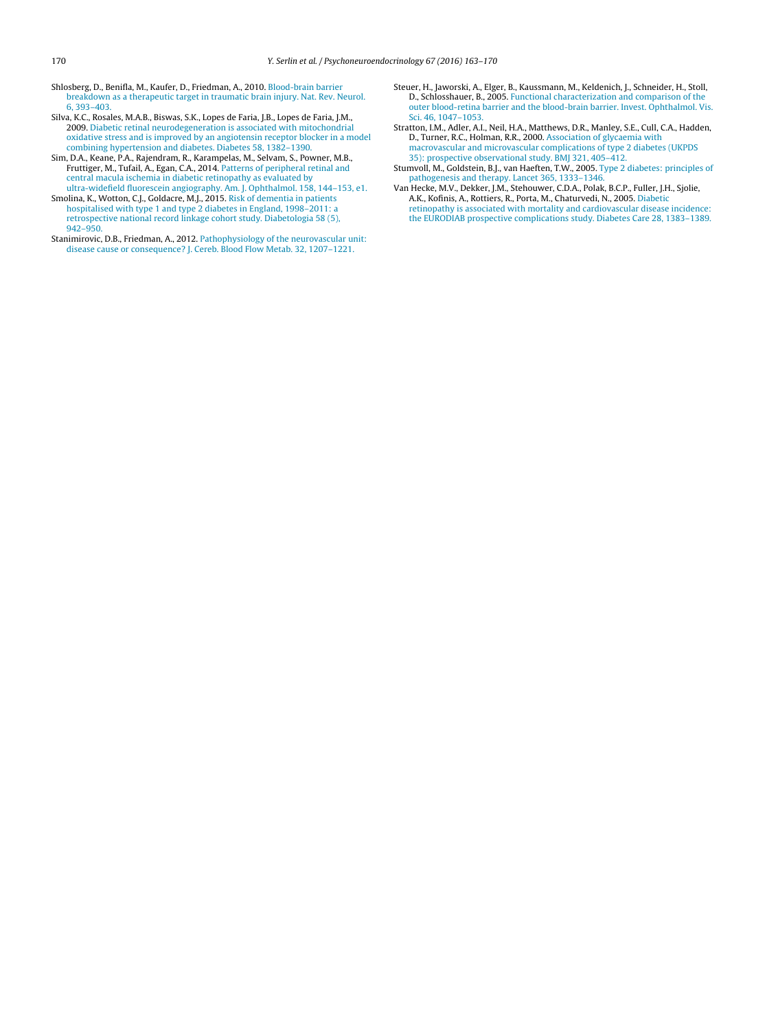Shlosberg, D., Benifla, M., Kaufer, D., Friedman, A., 2010. Blood-brain barrier breakdown as a therapeutic target in traumatic brain injury. Nat. Rev. Neurol. 6, 393–403.

Silva, K.C., Rosales, M.A.B., Biswas, S.K., Lopes de Faria, J.B., Lopes de Faria, J.M., 2009. Diabetic retinal neurodegeneration is associated with mitochondrial oxidative stress and is improved by an angiotensin receptor blocker in a model combining hypertension and diabetes. Diabetes 58, 1382–1390.

Sim, D.A., Keane, P.A., Rajendram, R., Karampelas, M., Selvam, S., Powner, M.B., Fruttiger, M., Tufail, A., Egan, C.A., 2014. Patterns of peripheral retinal and central macula ischemia in diabetic retinopathy as evaluated by ultra-widefield fluorescein angiography. Am. J. Ophthalmol. 158, 144–153, e1.

Smolina, K., Wotton, C.J., Goldacre, M.J., 2015. Risk of dementia in patients hospitalised with type 1 and type 2 diabetes in England, 1998–2011: a retrospective national record linkage cohort study. Diabetologia 58 (5), 942–950.

Stanimirovic, D.B., Friedman, A., 2012. Pathophysiology of the neurovascular unit: disease cause or consequence? J. Cereb. Blood Flow Metab. 32, 1207–1221.

Steuer, H., Jaworski, A., Elger, B., Kaussmann, M., Keldenich, J., Schneider, H., Stoll, D., Schlosshauer, B., 2005. Functional characterization and comparison of the outer blood-retina barrier and the blood-brain barrier. Invest. Ophthalmol. Vis. Sci. 46, 1047–1053.

Stratton, I.M., Adler, A.I., Neil, H.A., Matthews, D.R., Manley, S.E., Cull, C.A., Hadden, D., Turner, R.C., Holman, R.R., 2000. Association of glycaemia with macrovascular and microvascular complications of type 2 diabetes (UKPDS 35): prospective observational study. BMJ 321, 405–412.

Stumvoll, M., Goldstein, B.J., van Haeften, T.W., 2005. Type 2 diabetes: principles of pathogenesis and therapy. Lancet 365, 1333–1346.

Van Hecke, M.V., Dekker, J.M., Stehouwer, C.D.A., Polak, B.C.P., Fuller, J.H., Sjolie, A.K., Kofinis, A., Rottiers, R., Porta, M., Chaturvedi, N., 2005. Diabetic retinopathy is associated with mortality and cardiovascular disease incidence: the EURODIAB prospective complications study. Diabetes Care 28, 1383–1389.